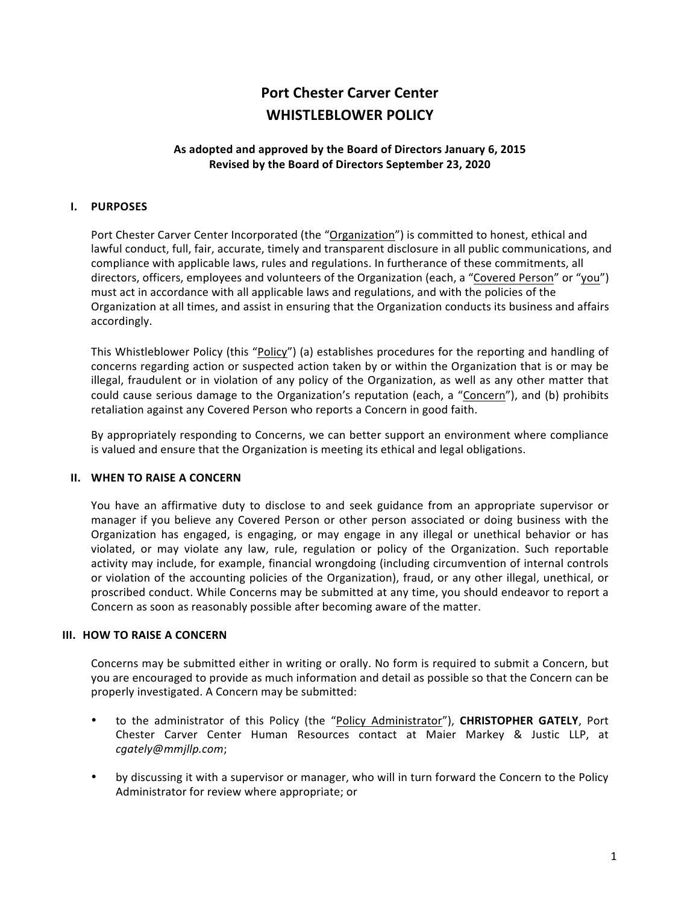# Port Chester Carver Center
# WHISTLEBLOWER POLICY

**As adopted and approved by the Board of Directors January 6, 2015**
**Revised by the Board of Directors September 23, 2020**

## I. PURPOSES

Port Chester Carver Center Incorporated (the "Organization") is committed to honest, ethical and lawful conduct, full, fair, accurate, timely and transparent disclosure in all public communications, and compliance with applicable laws, rules and regulations. In furtherance of these commitments, all directors, officers, employees and volunteers of the Organization (each, a "Covered Person" or "you") must act in accordance with all applicable laws and regulations, and with the policies of the Organization at all times, and assist in ensuring that the Organization conducts its business and affairs accordingly.

This Whistleblower Policy (this "Policy") (a) establishes procedures for the reporting and handling of concerns regarding action or suspected action taken by or within the Organization that is or may be illegal, fraudulent or in violation of any policy of the Organization, as well as any other matter that could cause serious damage to the Organization's reputation (each, a "Concern"), and (b) prohibits retaliation against any Covered Person who reports a Concern in good faith.

By appropriately responding to Concerns, we can better support an environment where compliance is valued and ensure that the Organization is meeting its ethical and legal obligations.

## II. WHEN TO RAISE A CONCERN

You have an affirmative duty to disclose to and seek guidance from an appropriate supervisor or manager if you believe any Covered Person or other person associated or doing business with the Organization has engaged, is engaging, or may engage in any illegal or unethical behavior or has violated, or may violate any law, rule, regulation or policy of the Organization. Such reportable activity may include, for example, financial wrongdoing (including circumvention of internal controls or violation of the accounting policies of the Organization), fraud, or any other illegal, unethical, or proscribed conduct. While Concerns may be submitted at any time, you should endeavor to report a Concern as soon as reasonably possible after becoming aware of the matter.

## III. HOW TO RAISE A CONCERN

Concerns may be submitted either in writing or orally. No form is required to submit a Concern, but you are encouraged to provide as much information and detail as possible so that the Concern can be properly investigated. A Concern may be submitted:

- to the administrator of this Policy (the "Policy Administrator"), **CHRISTOPHER GATELY**, Port Chester Carver Center Human Resources contact at Maier Markey & Justic LLP, at *cgately@mmjllp.com*;
- by discussing it with a supervisor or manager, who will in turn forward the Concern to the Policy Administrator for review where appropriate; or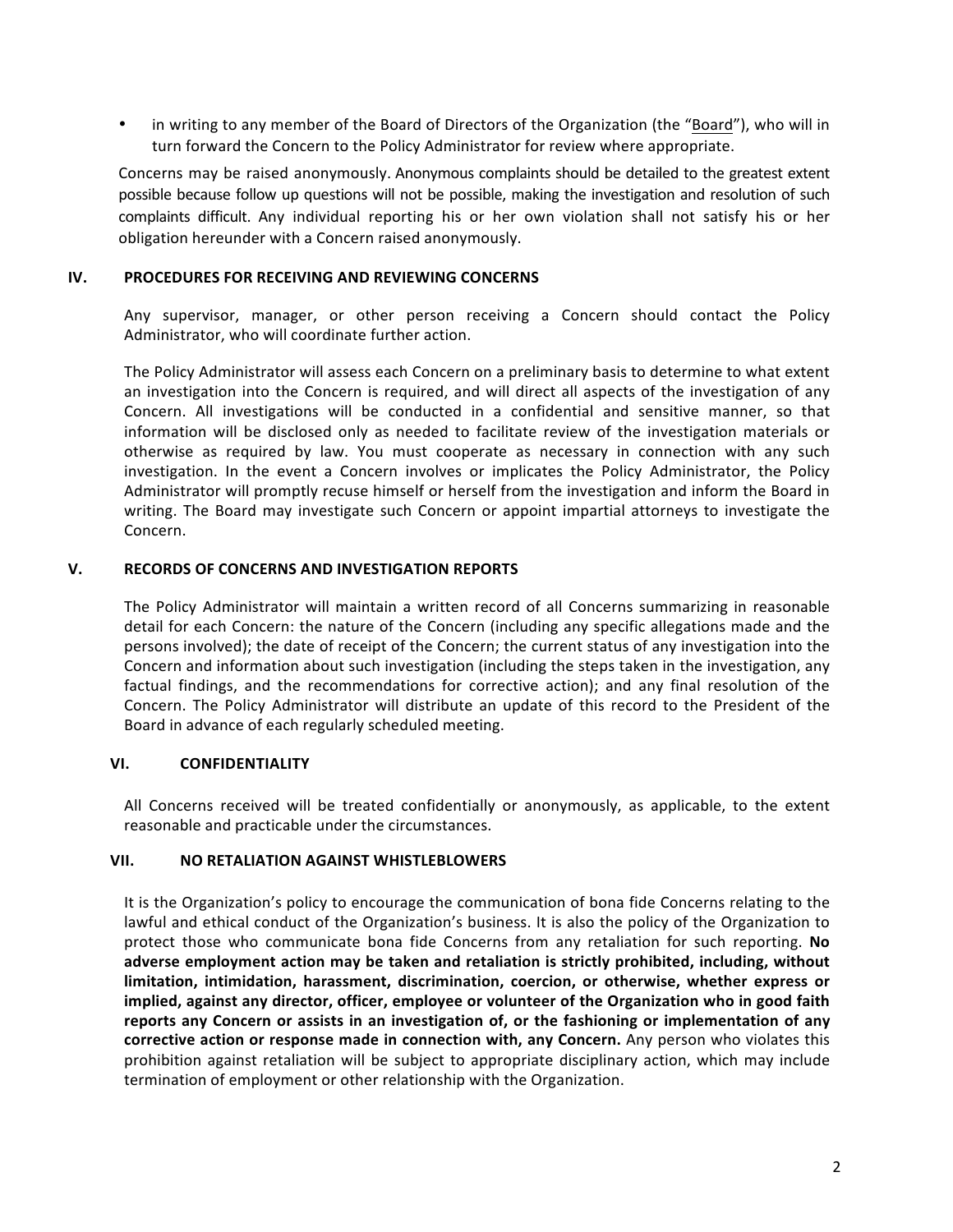- in writing to any member of the Board of Directors of the Organization (the "Board"), who will in turn forward the Concern to the Policy Administrator for review where appropriate.

Concerns may be raised anonymously. Anonymous complaints should be detailed to the greatest extent possible because follow up questions will not be possible, making the investigation and resolution of such complaints difficult. Any individual reporting his or her own violation shall not satisfy his or her obligation hereunder with a Concern raised anonymously.

## IV. PROCEDURES FOR RECEIVING AND REVIEWING CONCERNS

Any supervisor, manager, or other person receiving a Concern should contact the Policy Administrator, who will coordinate further action.

The Policy Administrator will assess each Concern on a preliminary basis to determine to what extent an investigation into the Concern is required, and will direct all aspects of the investigation of any Concern. All investigations will be conducted in a confidential and sensitive manner, so that information will be disclosed only as needed to facilitate review of the investigation materials or otherwise as required by law. You must cooperate as necessary in connection with any such investigation. In the event a Concern involves or implicates the Policy Administrator, the Policy Administrator will promptly recuse himself or herself from the investigation and inform the Board in writing. The Board may investigate such Concern or appoint impartial attorneys to investigate the Concern.

## V. RECORDS OF CONCERNS AND INVESTIGATION REPORTS

The Policy Administrator will maintain a written record of all Concerns summarizing in reasonable detail for each Concern: the nature of the Concern (including any specific allegations made and the persons involved); the date of receipt of the Concern; the current status of any investigation into the Concern and information about such investigation (including the steps taken in the investigation, any factual findings, and the recommendations for corrective action); and any final resolution of the Concern. The Policy Administrator will distribute an update of this record to the President of the Board in advance of each regularly scheduled meeting.

## VI. CONFIDENTIALITY

All Concerns received will be treated confidentially or anonymously, as applicable, to the extent reasonable and practicable under the circumstances.

## VII. NO RETALIATION AGAINST WHISTLEBLOWERS

It is the Organization's policy to encourage the communication of bona fide Concerns relating to the lawful and ethical conduct of the Organization's business. It is also the policy of the Organization to protect those who communicate bona fide Concerns from any retaliation for such reporting. **No adverse employment action may be taken and retaliation is strictly prohibited, including, without limitation, intimidation, harassment, discrimination, coercion, or otherwise, whether express or implied, against any director, officer, employee or volunteer of the Organization who in good faith reports any Concern or assists in an investigation of, or the fashioning or implementation of any corrective action or response made in connection with, any Concern.** Any person who violates this prohibition against retaliation will be subject to appropriate disciplinary action, which may include termination of employment or other relationship with the Organization.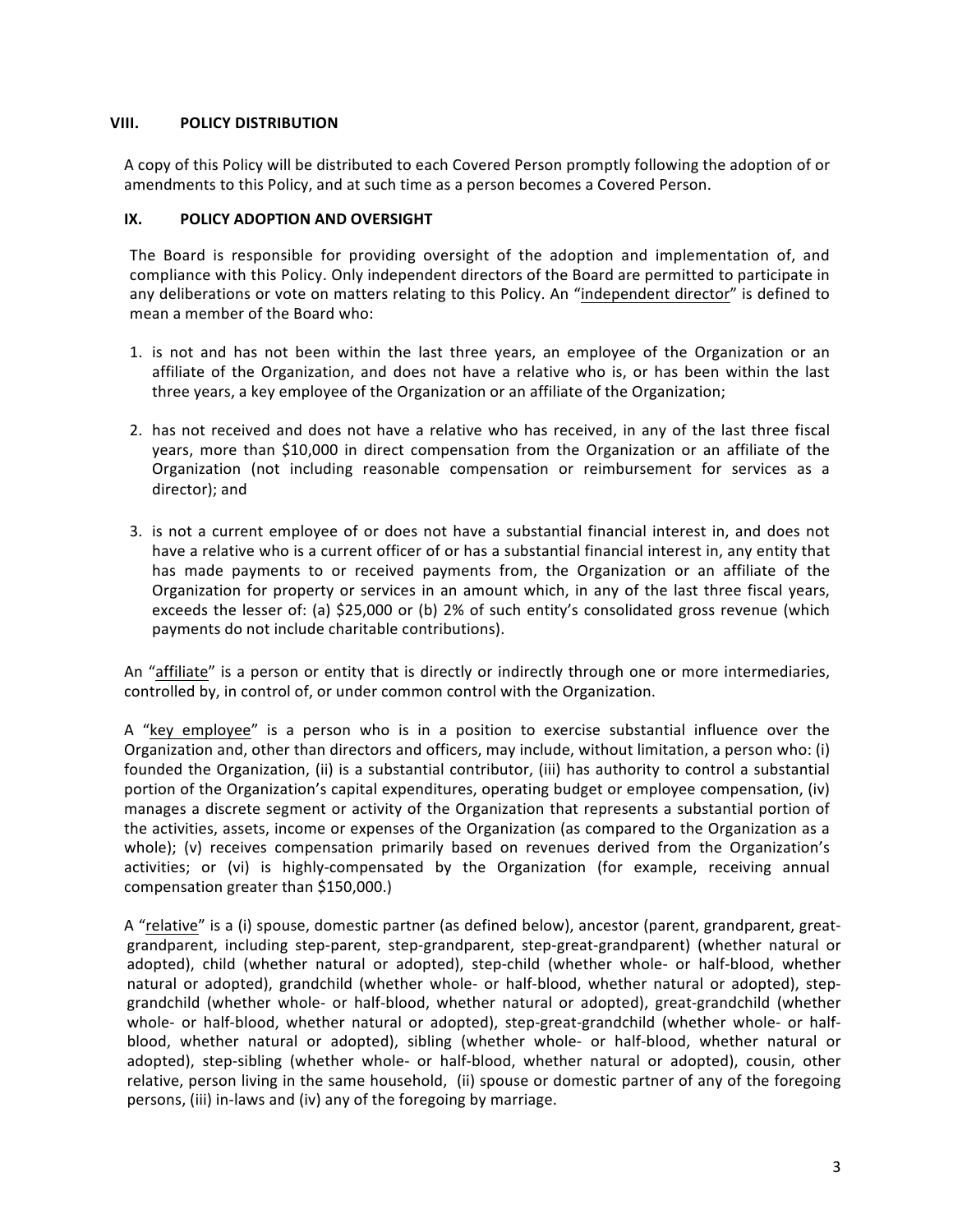## VIII. POLICY DISTRIBUTION

A copy of this Policy will be distributed to each Covered Person promptly following the adoption of or amendments to this Policy, and at such time as a person becomes a Covered Person.

## IX. POLICY ADOPTION AND OVERSIGHT

The Board is responsible for providing oversight of the adoption and implementation of, and compliance with this Policy. Only independent directors of the Board are permitted to participate in any deliberations or vote on matters relating to this Policy. An "independent director" is defined to mean a member of the Board who:

1. is not and has not been within the last three years, an employee of the Organization or an affiliate of the Organization, and does not have a relative who is, or has been within the last three years, a key employee of the Organization or an affiliate of the Organization;

2. has not received and does not have a relative who has received, in any of the last three fiscal years, more than $10,000 in direct compensation from the Organization or an affiliate of the Organization (not including reasonable compensation or reimbursement for services as a director); and

3. is not a current employee of or does not have a substantial financial interest in, and does not have a relative who is a current officer of or has a substantial financial interest in, any entity that has made payments to or received payments from, the Organization or an affiliate of the Organization for property or services in an amount which, in any of the last three fiscal years, exceeds the lesser of: (a) $25,000 or (b) 2% of such entity's consolidated gross revenue (which payments do not include charitable contributions).

An "affiliate" is a person or entity that is directly or indirectly through one or more intermediaries, controlled by, in control of, or under common control with the Organization.

A "key employee" is a person who is in a position to exercise substantial influence over the Organization and, other than directors and officers, may include, without limitation, a person who: (i) founded the Organization, (ii) is a substantial contributor, (iii) has authority to control a substantial portion of the Organization's capital expenditures, operating budget or employee compensation, (iv) manages a discrete segment or activity of the Organization that represents a substantial portion of the activities, assets, income or expenses of the Organization (as compared to the Organization as a whole); (v) receives compensation primarily based on revenues derived from the Organization's activities; or (vi) is highly-compensated by the Organization (for example, receiving annual compensation greater than $150,000.)

A "relative" is a (i) spouse, domestic partner (as defined below), ancestor (parent, grandparent, great-grandparent, including step-parent, step-grandparent, step-great-grandparent) (whether natural or adopted), child (whether natural or adopted), step-child (whether whole- or half-blood, whether natural or adopted), grandchild (whether whole- or half-blood, whether natural or adopted), step-grandchild (whether whole- or half-blood, whether natural or adopted), great-grandchild (whether whole- or half-blood, whether natural or adopted), step-great-grandchild (whether whole- or half-blood, whether natural or adopted), sibling (whether whole- or half-blood, whether natural or adopted), step-sibling (whether whole- or half-blood, whether natural or adopted), cousin, other relative, person living in the same household, (ii) spouse or domestic partner of any of the foregoing persons, (iii) in-laws and (iv) any of the foregoing by marriage.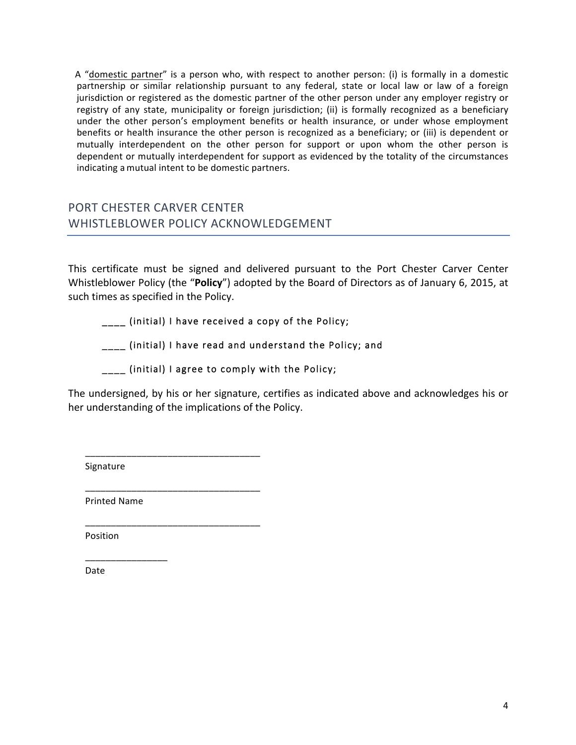A "domestic partner" is a person who, with respect to another person: (i) is formally in a domestic partnership or similar relationship pursuant to any federal, state or local law or law of a foreign jurisdiction or registered as the domestic partner of the other person under any employer registry or registry of any state, municipality or foreign jurisdiction; (ii) is formally recognized as a beneficiary under the other person's employment benefits or health insurance, or under whose employment benefits or health insurance the other person is recognized as a beneficiary; or (iii) is dependent or mutually interdependent on the other person for support or upon whom the other person is dependent or mutually interdependent for support as evidenced by the totality of the circumstances indicating a mutual intent to be domestic partners.

## PORT CHESTER CARVER CENTER
## WHISTLEBLOWER POLICY ACKNOWLEDGEMENT

This certificate must be signed and delivered pursuant to the Port Chester Carver Center Whistleblower Policy (the "**Policy**") adopted by the Board of Directors as of January 6, 2015, at such times as specified in the Policy.

____ (initial) I have received a copy of the Policy;

____ (initial) I have read and understand the Policy; and

____ (initial) I agree to comply with the Policy;

The undersigned, by his or her signature, certifies as indicated above and acknowledges his or her understanding of the implications of the Policy.

_________________________________
Signature

_________________________________
Printed Name

_________________________________
Position

_______________
Date